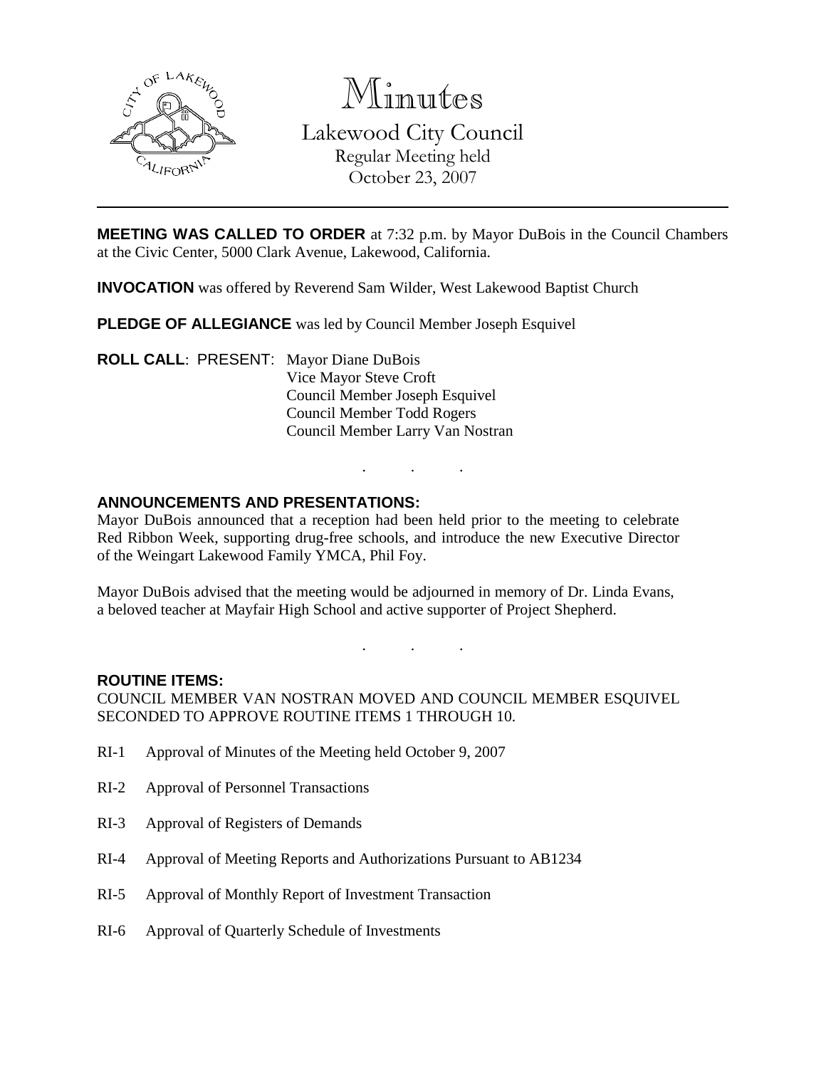# Minutes

## Lakewood City Council

Regular Meeting held
October 23, 2007

---

**MEETING WAS CALLED TO ORDER** at 7:32 p.m. by Mayor DuBois in the Council Chambers at the Civic Center, 5000 Clark Avenue, Lakewood, California.

**INVOCATION** was offered by Reverend Sam Wilder, West Lakewood Baptist Church

**PLEDGE OF ALLEGIANCE** was led by Council Member Joseph Esquivel

**ROLL CALL**: PRESENT: Mayor Diane DuBois
Vice Mayor Steve Croft
Council Member Joseph Esquivel
Council Member Todd Rogers
Council Member Larry Van Nostran

. . .

**ANNOUNCEMENTS AND PRESENTATIONS:**

Mayor DuBois announced that a reception had been held prior to the meeting to celebrate Red Ribbon Week, supporting drug-free schools, and introduce the new Executive Director of the Weingart Lakewood Family YMCA, Phil Foy.

Mayor DuBois advised that the meeting would be adjourned in memory of Dr. Linda Evans, a beloved teacher at Mayfair High School and active supporter of Project Shepherd.

. . .

**ROUTINE ITEMS:**

COUNCIL MEMBER VAN NOSTRAN MOVED AND COUNCIL MEMBER ESQUIVEL SECONDED TO APPROVE ROUTINE ITEMS 1 THROUGH 10.

RI-1 Approval of Minutes of the Meeting held October 9, 2007

RI-2 Approval of Personnel Transactions

RI-3 Approval of Registers of Demands

RI-4 Approval of Meeting Reports and Authorizations Pursuant to AB1234

RI-5 Approval of Monthly Report of Investment Transaction

RI-6 Approval of Quarterly Schedule of Investments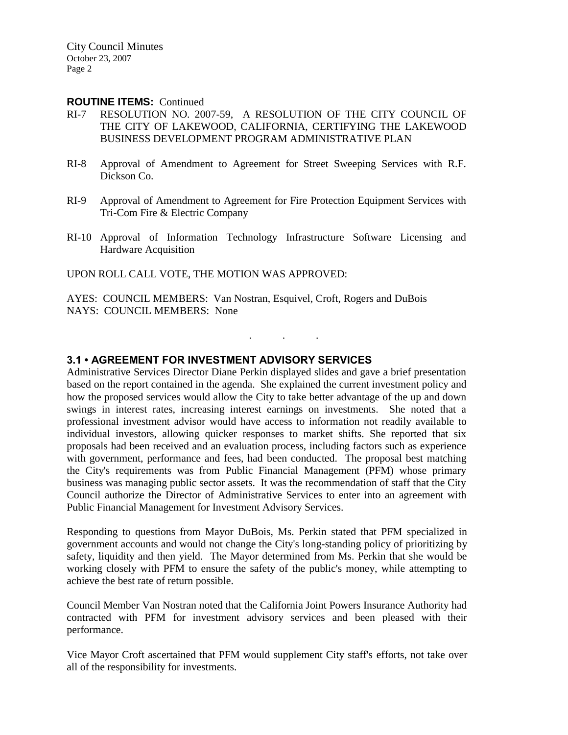**ROUTINE ITEMS:** Continued

RI-7 RESOLUTION NO. 2007-59, A RESOLUTION OF THE CITY COUNCIL OF THE CITY OF LAKEWOOD, CALIFORNIA, CERTIFYING THE LAKEWOOD BUSINESS DEVELOPMENT PROGRAM ADMINISTRATIVE PLAN

RI-8 Approval of Amendment to Agreement for Street Sweeping Services with R.F. Dickson Co.

RI-9 Approval of Amendment to Agreement for Fire Protection Equipment Services with Tri-Com Fire & Electric Company

RI-10 Approval of Information Technology Infrastructure Software Licensing and Hardware Acquisition

UPON ROLL CALL VOTE, THE MOTION WAS APPROVED:

AYES: COUNCIL MEMBERS: Van Nostran, Esquivel, Croft, Rogers and DuBois
NAYS: COUNCIL MEMBERS: None

. . .

### 3.1 • AGREEMENT FOR INVESTMENT ADVISORY SERVICES

Administrative Services Director Diane Perkin displayed slides and gave a brief presentation based on the report contained in the agenda. She explained the current investment policy and how the proposed services would allow the City to take better advantage of the up and down swings in interest rates, increasing interest earnings on investments. She noted that a professional investment advisor would have access to information not readily available to individual investors, allowing quicker responses to market shifts. She reported that six proposals had been received and an evaluation process, including factors such as experience with government, performance and fees, had been conducted. The proposal best matching the City's requirements was from Public Financial Management (PFM) whose primary business was managing public sector assets. It was the recommendation of staff that the City Council authorize the Director of Administrative Services to enter into an agreement with Public Financial Management for Investment Advisory Services.

Responding to questions from Mayor DuBois, Ms. Perkin stated that PFM specialized in government accounts and would not change the City's long-standing policy of prioritizing by safety, liquidity and then yield. The Mayor determined from Ms. Perkin that she would be working closely with PFM to ensure the safety of the public's money, while attempting to achieve the best rate of return possible.

Council Member Van Nostran noted that the California Joint Powers Insurance Authority had contracted with PFM for investment advisory services and been pleased with their performance.

Vice Mayor Croft ascertained that PFM would supplement City staff's efforts, not take over all of the responsibility for investments.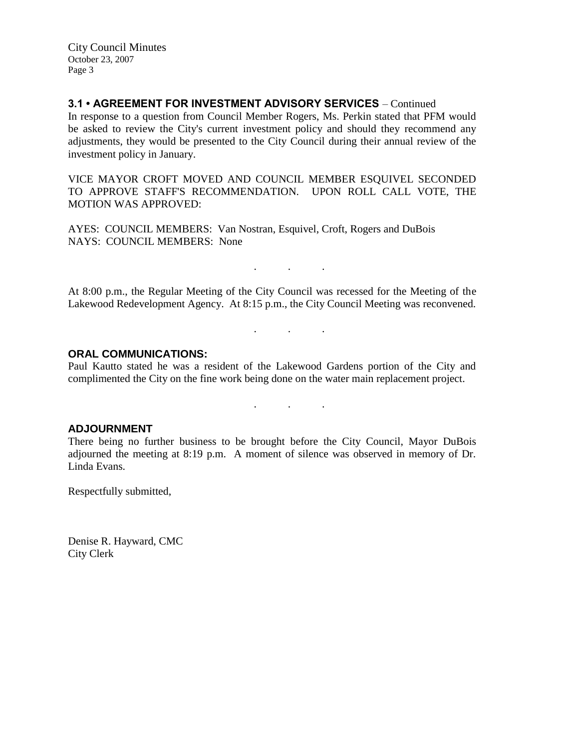### 3.1 • AGREEMENT FOR INVESTMENT ADVISORY SERVICES – Continued

In response to a question from Council Member Rogers, Ms. Perkin stated that PFM would be asked to review the City's current investment policy and should they recommend any adjustments, they would be presented to the City Council during their annual review of the investment policy in January.

VICE MAYOR CROFT MOVED AND COUNCIL MEMBER ESQUIVEL SECONDED TO APPROVE STAFF'S RECOMMENDATION. UPON ROLL CALL VOTE, THE MOTION WAS APPROVED:

AYES: COUNCIL MEMBERS: Van Nostran, Esquivel, Croft, Rogers and DuBois
NAYS: COUNCIL MEMBERS: None

. . .

At 8:00 p.m., the Regular Meeting of the City Council was recessed for the Meeting of the Lakewood Redevelopment Agency. At 8:15 p.m., the City Council Meeting was reconvened.

. . .

### ORAL COMMUNICATIONS:

Paul Kautto stated he was a resident of the Lakewood Gardens portion of the City and complimented the City on the fine work being done on the water main replacement project.

. . .

### ADJOURNMENT

There being no further business to be brought before the City Council, Mayor DuBois adjourned the meeting at 8:19 p.m. A moment of silence was observed in memory of Dr. Linda Evans.

Respectfully submitted,

Denise R. Hayward, CMC
City Clerk